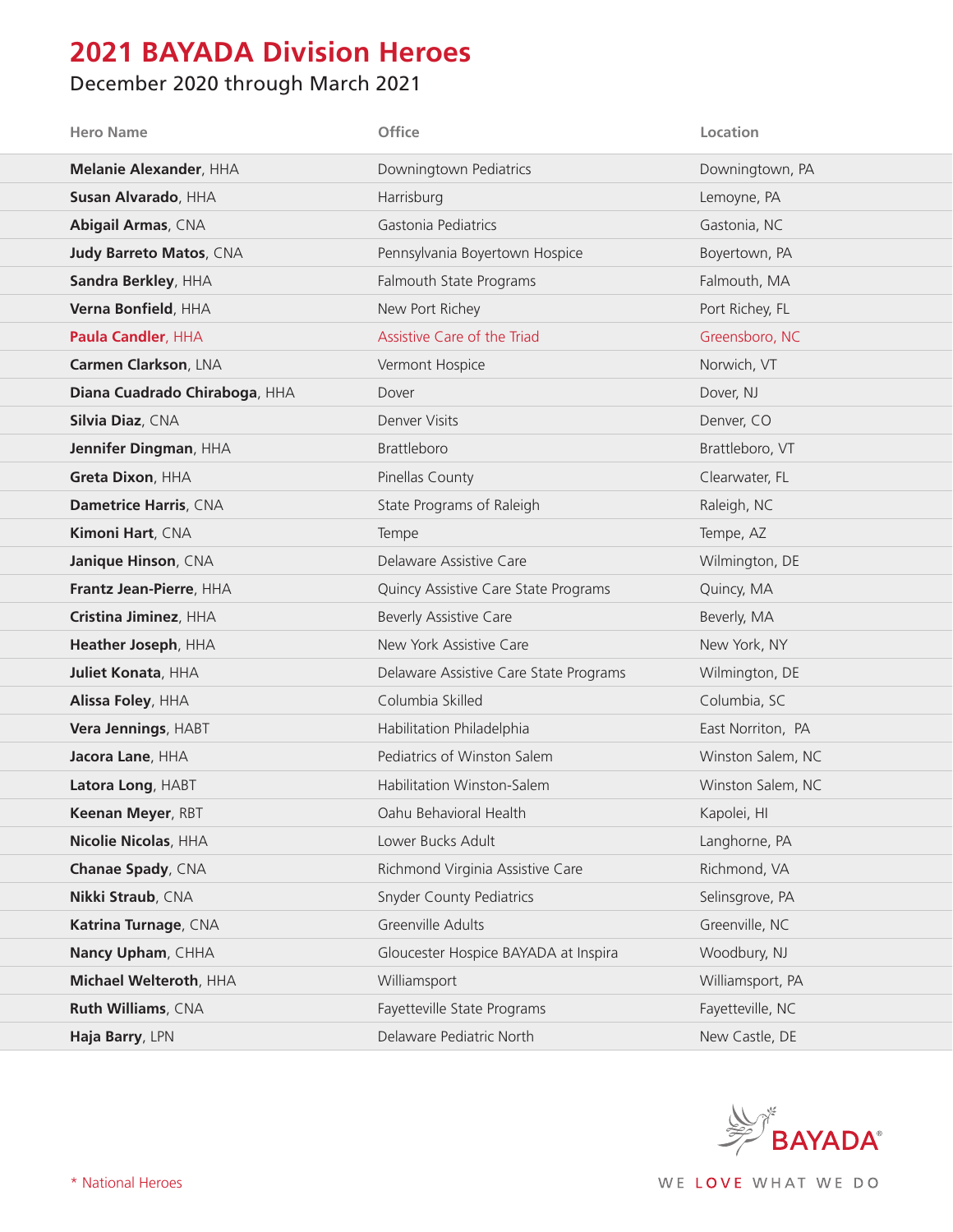# 2021 BAYADA Division Heroes

December 2020 through March 2021

| Hero Name | Office | Location |
|---|---|---|
| **Melanie Alexander**, HHA | Downingtown Pediatrics | Downingtown, PA |
| **Susan Alvarado**, HHA | Harrisburg | Lemoyne, PA |
| **Abigail Armas**, CNA | Gastonia Pediatrics | Gastonia, NC |
| **Judy Barreto Matos**, CNA | Pennsylvania Boyertown Hospice | Boyertown, PA |
| **Sandra Berkley**, HHA | Falmouth State Programs | Falmouth, MA |
| **Verna Bonfield**, HHA | New Port Richey | Port Richey, FL |
| **Paula Candler**, HHA | Assistive Care of the Triad | Greensboro, NC |
| **Carmen Clarkson**, LNA | Vermont Hospice | Norwich, VT |
| **Diana Cuadrado Chiraboga**, HHA | Dover | Dover, NJ |
| **Silvia Diaz**, CNA | Denver Visits | Denver, CO |
| **Jennifer Dingman**, HHA | Brattleboro | Brattleboro, VT |
| **Greta Dixon**, HHA | Pinellas County | Clearwater, FL |
| **Dametrice Harris**, CNA | State Programs of Raleigh | Raleigh, NC |
| **Kimoni Hart**, CNA | Tempe | Tempe, AZ |
| **Janique Hinson**, CNA | Delaware Assistive Care | Wilmington, DE |
| **Frantz Jean-Pierre**, HHA | Quincy Assistive Care State Programs | Quincy, MA |
| **Cristina Jiminez**, HHA | Beverly Assistive Care | Beverly, MA |
| **Heather Joseph**, HHA | New York Assistive Care | New York, NY |
| **Juliet Konata**, HHA | Delaware Assistive Care State Programs | Wilmington, DE |
| **Alissa Foley**, HHA | Columbia Skilled | Columbia, SC |
| **Vera Jennings**, HABT | Habilitation Philadelphia | East Norriton, PA |
| **Jacora Lane**, HHA | Pediatrics of Winston Salem | Winston Salem, NC |
| **Latora Long**, HABT | Habilitation Winston-Salem | Winston Salem, NC |
| **Keenan Meyer**, RBT | Oahu Behavioral Health | Kapolei, HI |
| **Nicolie Nicolas**, HHA | Lower Bucks Adult | Langhorne, PA |
| **Chanae Spady**, CNA | Richmond Virginia Assistive Care | Richmond, VA |
| **Nikki Straub**, CNA | Snyder County Pediatrics | Selinsgrove, PA |
| **Katrina Turnage**, CNA | Greenville Adults | Greenville, NC |
| **Nancy Upham**, CHHA | Gloucester Hospice BAYADA at Inspira | Woodbury, NJ |
| **Michael Welteroth**, HHA | Williamsport | Williamsport, PA |
| **Ruth Williams**, CNA | Fayetteville State Programs | Fayetteville, NC |
| **Haja Barry**, LPN | Delaware Pediatric North | New Castle, DE |

* National Heroes

BAYADA®

WE LOVE WHAT WE DO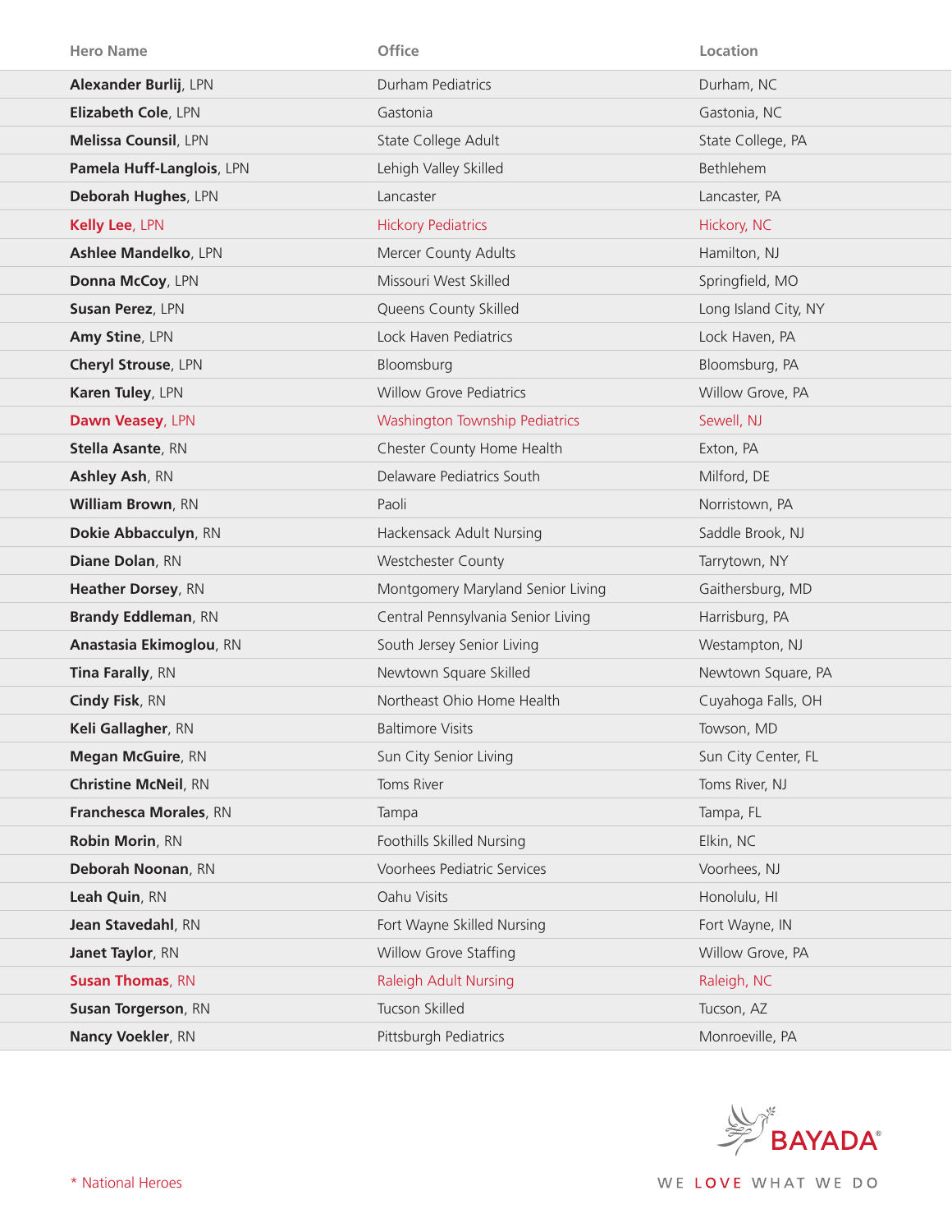| Hero Name | Office | Location |
|---|---|---|
| **Alexander Burlij**, LPN | Durham Pediatrics | Durham, NC |
| **Elizabeth Cole**, LPN | Gastonia | Gastonia, NC |
| **Melissa Counsil**, LPN | State College Adult | State College, PA |
| **Pamela Huff-Langlois**, LPN | Lehigh Valley Skilled | Bethlehem |
| **Deborah Hughes**, LPN | Lancaster | Lancaster, PA |
| **Kelly Lee**, LPN | Hickory Pediatrics | Hickory, NC |
| **Ashlee Mandelko**, LPN | Mercer County Adults | Hamilton, NJ |
| **Donna McCoy**, LPN | Missouri West Skilled | Springfield, MO |
| **Susan Perez**, LPN | Queens County Skilled | Long Island City, NY |
| **Amy Stine**, LPN | Lock Haven Pediatrics | Lock Haven, PA |
| **Cheryl Strouse**, LPN | Bloomsburg | Bloomsburg, PA |
| **Karen Tuley**, LPN | Willow Grove Pediatrics | Willow Grove, PA |
| **Dawn Veasey**, LPN | Washington Township Pediatrics | Sewell, NJ |
| **Stella Asante**, RN | Chester County Home Health | Exton, PA |
| **Ashley Ash**, RN | Delaware Pediatrics South | Milford, DE |
| **William Brown**, RN | Paoli | Norristown, PA |
| **Dokie Abbacculyn**, RN | Hackensack Adult Nursing | Saddle Brook, NJ |
| **Diane Dolan**, RN | Westchester County | Tarrytown, NY |
| **Heather Dorsey**, RN | Montgomery Maryland Senior Living | Gaithersburg, MD |
| **Brandy Eddleman**, RN | Central Pennsylvania Senior Living | Harrisburg, PA |
| **Anastasia Ekimoglou**, RN | South Jersey Senior Living | Westampton, NJ |
| **Tina Farally**, RN | Newtown Square Skilled | Newtown Square, PA |
| **Cindy Fisk**, RN | Northeast Ohio Home Health | Cuyahoga Falls, OH |
| **Keli Gallagher**, RN | Baltimore Visits | Towson, MD |
| **Megan McGuire**, RN | Sun City Senior Living | Sun City Center, FL |
| **Christine McNeil**, RN | Toms River | Toms River, NJ |
| **Franchesca Morales**, RN | Tampa | Tampa, FL |
| **Robin Morin**, RN | Foothills Skilled Nursing | Elkin, NC |
| **Deborah Noonan**, RN | Voorhees Pediatric Services | Voorhees, NJ |
| **Leah Quin**, RN | Oahu Visits | Honolulu, HI |
| **Jean Stavedahl**, RN | Fort Wayne Skilled Nursing | Fort Wayne, IN |
| **Janet Taylor**, RN | Willow Grove Staffing | Willow Grove, PA |
| **Susan Thomas**, RN | Raleigh Adult Nursing | Raleigh, NC |
| **Susan Torgerson**, RN | Tucson Skilled | Tucson, AZ |
| **Nancy Voekler**, RN | Pittsburgh Pediatrics | Monroeville, PA |

* National Heroes

BAYADA®

WE LOVE WHAT WE DO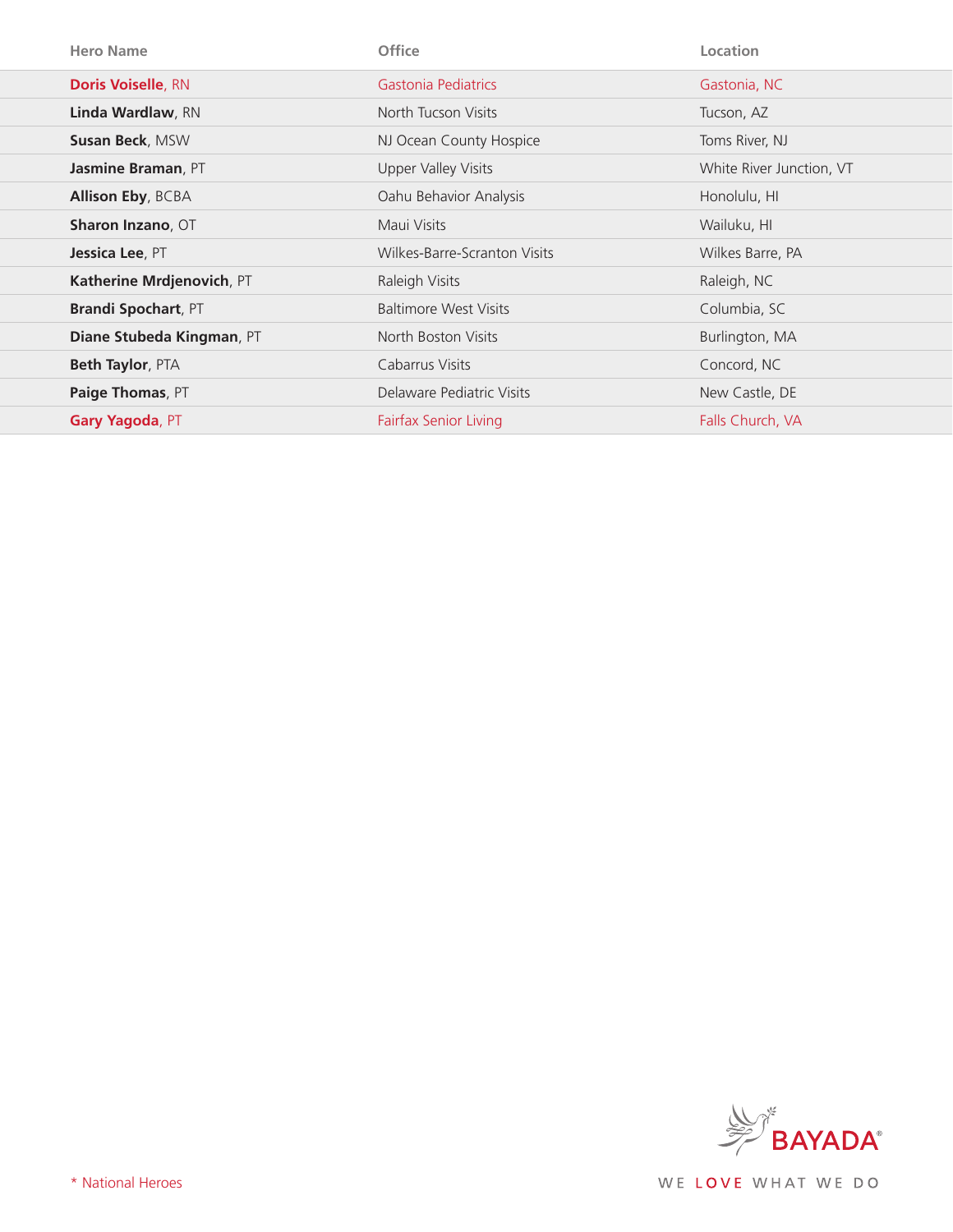| Hero Name | Office | Location |
| --- | --- | --- |
| **Doris Voiselle**, RN | Gastonia Pediatrics | Gastonia, NC |
| **Linda Wardlaw**, RN | North Tucson Visits | Tucson, AZ |
| **Susan Beck**, MSW | NJ Ocean County Hospice | Toms River, NJ |
| **Jasmine Braman**, PT | Upper Valley Visits | White River Junction, VT |
| **Allison Eby**, BCBA | Oahu Behavior Analysis | Honolulu, HI |
| **Sharon Inzano**, OT | Maui Visits | Wailuku, HI |
| **Jessica Lee**, PT | Wilkes-Barre-Scranton Visits | Wilkes Barre, PA |
| **Katherine Mrdjenovich**, PT | Raleigh Visits | Raleigh, NC |
| **Brandi Spochart**, PT | Baltimore West Visits | Columbia, SC |
| **Diane Stubeda Kingman**, PT | North Boston Visits | Burlington, MA |
| **Beth Taylor**, PTA | Cabarrus Visits | Concord, NC |
| **Paige Thomas**, PT | Delaware Pediatric Visits | New Castle, DE |
| **Gary Yagoda**, PT | Fairfax Senior Living | Falls Church, VA |

\* National Heroes

BAYADA®

WE LOVE WHAT WE DO